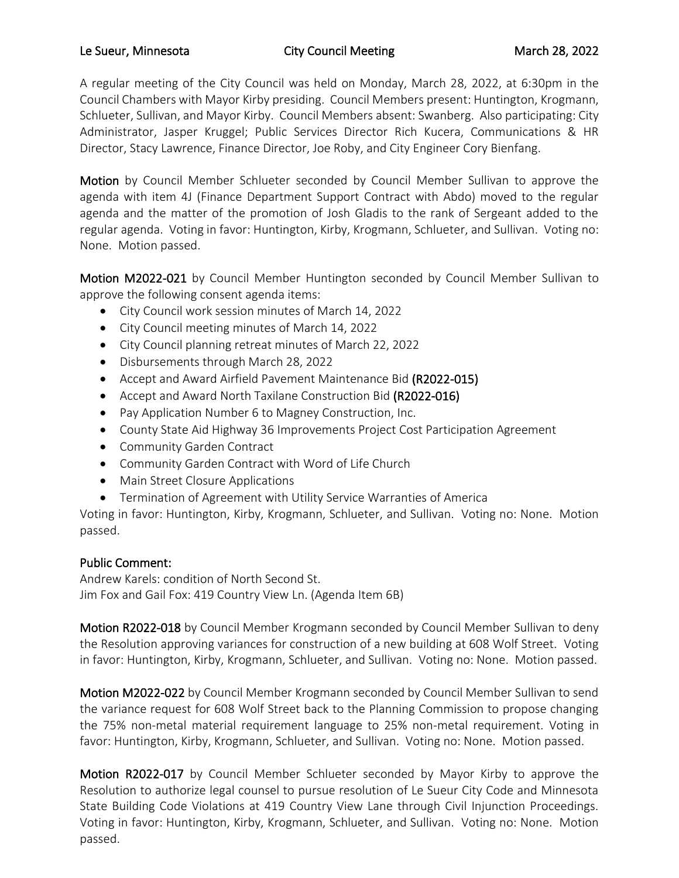Le Sueur, Minnesota City Council Meeting March 28, 2022

A regular meeting of the City Council was held on Monday, March 28, 2022, at 6:30pm in the Council Chambers with Mayor Kirby presiding. Council Members present: Huntington, Krogmann, Schlueter, Sullivan, and Mayor Kirby. Council Members absent: Swanberg. Also participating: City Administrator, Jasper Kruggel; Public Services Director Rich Kucera, Communications & HR Director, Stacy Lawrence, Finance Director, Joe Roby, and City Engineer Cory Bienfang.

**Motion** by Council Member Schlueter seconded by Council Member Sullivan to approve the agenda with item 4J (Finance Department Support Contract with Abdo) moved to the regular agenda and the matter of the promotion of Josh Gladis to the rank of Sergeant added to the regular agenda. Voting in favor: Huntington, Kirby, Krogmann, Schlueter, and Sullivan. Voting no: None. Motion passed.

**Motion M2022-021** by Council Member Huntington seconded by Council Member Sullivan to approve the following consent agenda items:

- City Council work session minutes of March 14, 2022
- City Council meeting minutes of March 14, 2022
- City Council planning retreat minutes of March 22, 2022
- Disbursements through March 28, 2022
- Accept and Award Airfield Pavement Maintenance Bid **(R2022-015)**
- Accept and Award North Taxilane Construction Bid **(R2022-016)**
- Pay Application Number 6 to Magney Construction, Inc.
- County State Aid Highway 36 Improvements Project Cost Participation Agreement
- Community Garden Contract
- Community Garden Contract with Word of Life Church
- Main Street Closure Applications
- Termination of Agreement with Utility Service Warranties of America

Voting in favor: Huntington, Kirby, Krogmann, Schlueter, and Sullivan. Voting no: None. Motion passed.

**Public Comment:**

Andrew Karels: condition of North Second St.
Jim Fox and Gail Fox: 419 Country View Ln. (Agenda Item 6B)

**Motion R2022-018** by Council Member Krogmann seconded by Council Member Sullivan to deny the Resolution approving variances for construction of a new building at 608 Wolf Street. Voting in favor: Huntington, Kirby, Krogmann, Schlueter, and Sullivan. Voting no: None. Motion passed.

**Motion M2022-022** by Council Member Krogmann seconded by Council Member Sullivan to send the variance request for 608 Wolf Street back to the Planning Commission to propose changing the 75% non-metal material requirement language to 25% non-metal requirement. Voting in favor: Huntington, Kirby, Krogmann, Schlueter, and Sullivan. Voting no: None. Motion passed.

**Motion R2022-017** by Council Member Schlueter seconded by Mayor Kirby to approve the Resolution to authorize legal counsel to pursue resolution of Le Sueur City Code and Minnesota State Building Code Violations at 419 Country View Lane through Civil Injunction Proceedings. Voting in favor: Huntington, Kirby, Krogmann, Schlueter, and Sullivan. Voting no: None. Motion passed.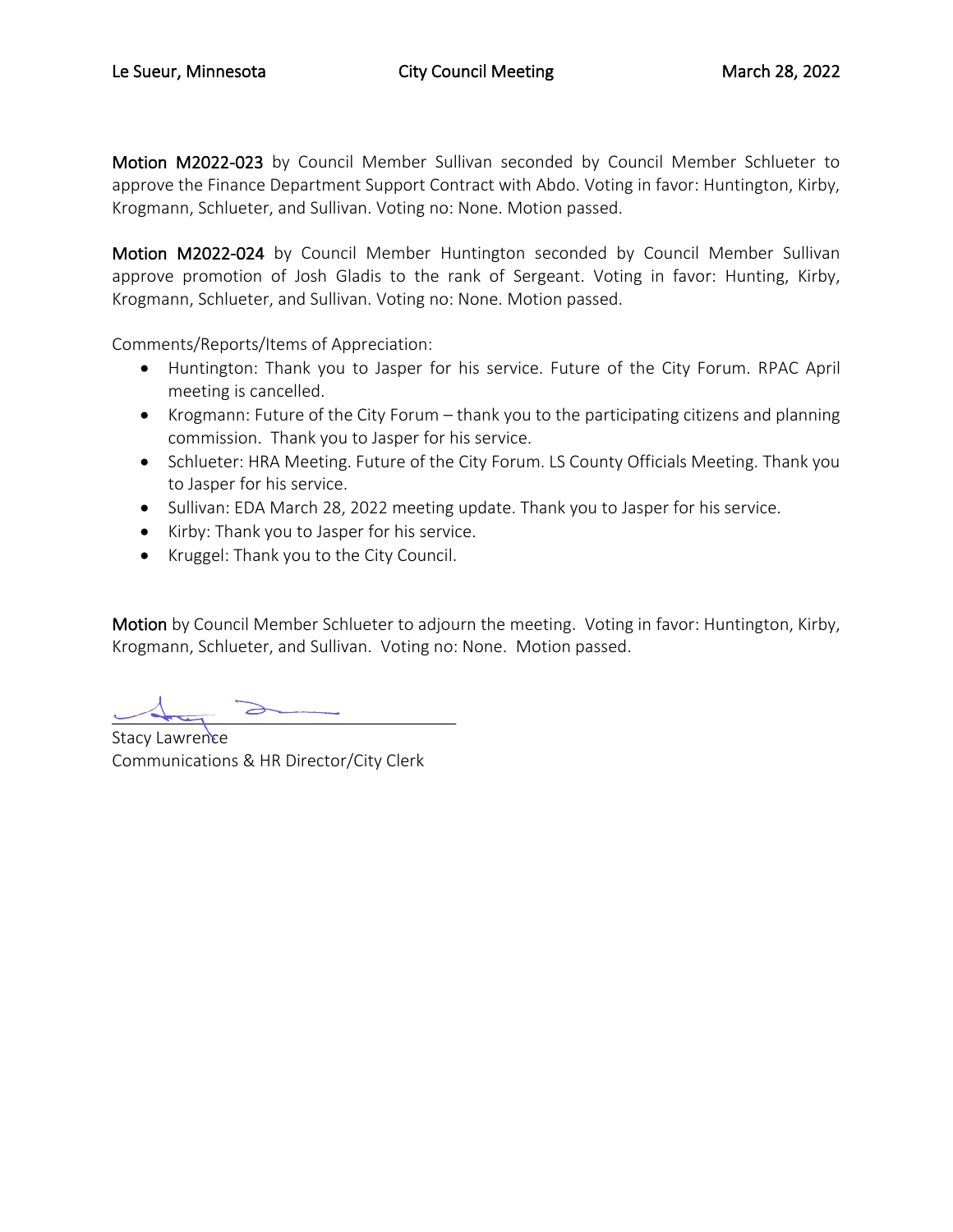**Motion M2022-023** by Council Member Sullivan seconded by Council Member Schlueter to approve the Finance Department Support Contract with Abdo. Voting in favor: Huntington, Kirby, Krogmann, Schlueter, and Sullivan. Voting no: None. Motion passed.

**Motion M2022-024** by Council Member Huntington seconded by Council Member Sullivan approve promotion of Josh Gladis to the rank of Sergeant. Voting in favor: Hunting, Kirby, Krogmann, Schlueter, and Sullivan. Voting no: None. Motion passed.

Comments/Reports/Items of Appreciation:

- Huntington: Thank you to Jasper for his service. Future of the City Forum. RPAC April meeting is cancelled.
- Krogmann: Future of the City Forum – thank you to the participating citizens and planning commission. Thank you to Jasper for his service.
- Schlueter: HRA Meeting. Future of the City Forum. LS County Officials Meeting. Thank you to Jasper for his service.
- Sullivan: EDA March 28, 2022 meeting update. Thank you to Jasper for his service.
- Kirby: Thank you to Jasper for his service.
- Kruggel: Thank you to the City Council.

**Motion** by Council Member Schlueter to adjourn the meeting. Voting in favor: Huntington, Kirby, Krogmann, Schlueter, and Sullivan. Voting no: None. Motion passed.

Stacy Lawrence
Communications & HR Director/City Clerk